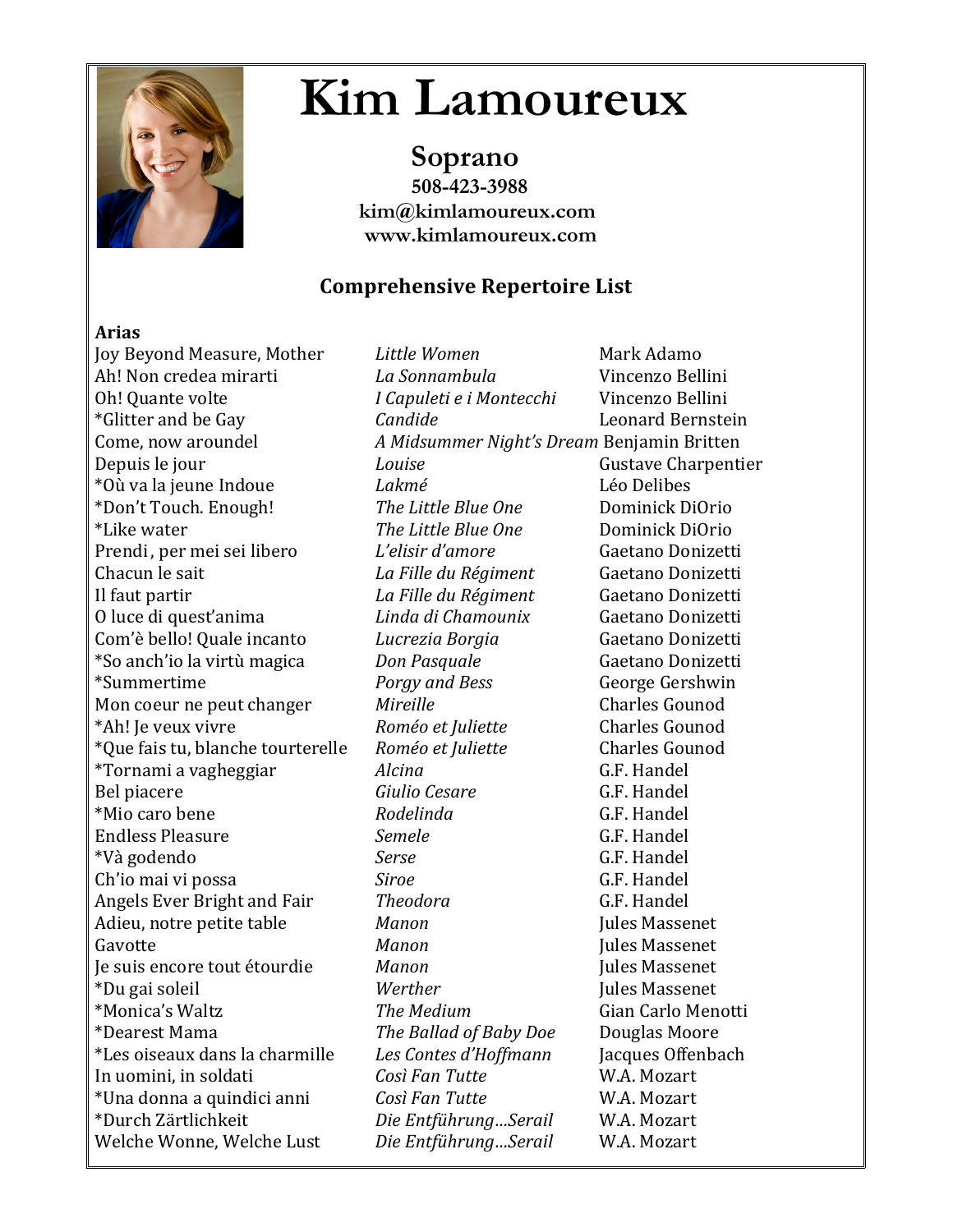# Kim Lamoureux

**Soprano**
**508-423-3988**
**kim@kimlamoureux.com**
**www.kimlamoureux.com**

## Comprehensive Repertoire List

**Arias**

| | | |
|---|---|---|
| Joy Beyond Measure, Mother | *Little Women* | Mark Adamo |
| Ah! Non credea mirarti | *La Sonnambula* | Vincenzo Bellini |
| Oh! Quante volte | *I Capuleti e i Montecchi* | Vincenzo Bellini |
| *Glitter and be Gay | *Candide* | Leonard Bernstein |
| Come, now aroundel | *A Midsummer Night's Dream* | Benjamin Britten |
| Depuis le jour | *Louise* | Gustave Charpentier |
| *Où va la jeune Indoue | *Lakmé* | Léo Delibes |
| *Don't Touch. Enough! | *The Little Blue One* | Dominick DiOrio |
| *Like water | *The Little Blue One* | Dominick DiOrio |
| Prendi, per mei sei libero | *L'elisir d'amore* | Gaetano Donizetti |
| Chacun le sait | *La Fille du Régiment* | Gaetano Donizetti |
| Il faut partir | *La Fille du Régiment* | Gaetano Donizetti |
| O luce di quest'anima | *Linda di Chamounix* | Gaetano Donizetti |
| Com'è bello! Quale incanto | *Lucrezia Borgia* | Gaetano Donizetti |
| *So anch'io la virtù magica | *Don Pasquale* | Gaetano Donizetti |
| *Summertime | *Porgy and Bess* | George Gershwin |
| Mon coeur ne peut changer | *Mireille* | Charles Gounod |
| *Ah! Je veux vivre | *Roméo et Juliette* | Charles Gounod |
| *Que fais tu, blanche tourterelle | *Roméo et Juliette* | Charles Gounod |
| *Tornami a vagheggiar | *Alcina* | G.F. Handel |
| Bel piacere | *Giulio Cesare* | G.F. Handel |
| *Mio caro bene | *Rodelinda* | G.F. Handel |
| Endless Pleasure | *Semele* | G.F. Handel |
| *Và godendo | *Serse* | G.F. Handel |
| Ch'io mai vi possa | *Siroe* | G.F. Handel |
| Angels Ever Bright and Fair | *Theodora* | G.F. Handel |
| Adieu, notre petite table | *Manon* | Jules Massenet |
| Gavotte | *Manon* | Jules Massenet |
| Je suis encore tout étourdie | *Manon* | Jules Massenet |
| *Du gai soleil | *Werther* | Jules Massenet |
| *Monica's Waltz | *The Medium* | Gian Carlo Menotti |
| *Dearest Mama | *The Ballad of Baby Doe* | Douglas Moore |
| *Les oiseaux dans la charmille | *Les Contes d'Hoffmann* | Jacques Offenbach |
| In uomini, in soldati | *Così Fan Tutte* | W.A. Mozart |
| *Una donna a quindici anni | *Così Fan Tutte* | W.A. Mozart |
| *Durch Zärtlichkeit | *Die Entführung…Serail* | W.A. Mozart |
| Welche Wonne, Welche Lust | *Die Entführung…Serail* | W.A. Mozart |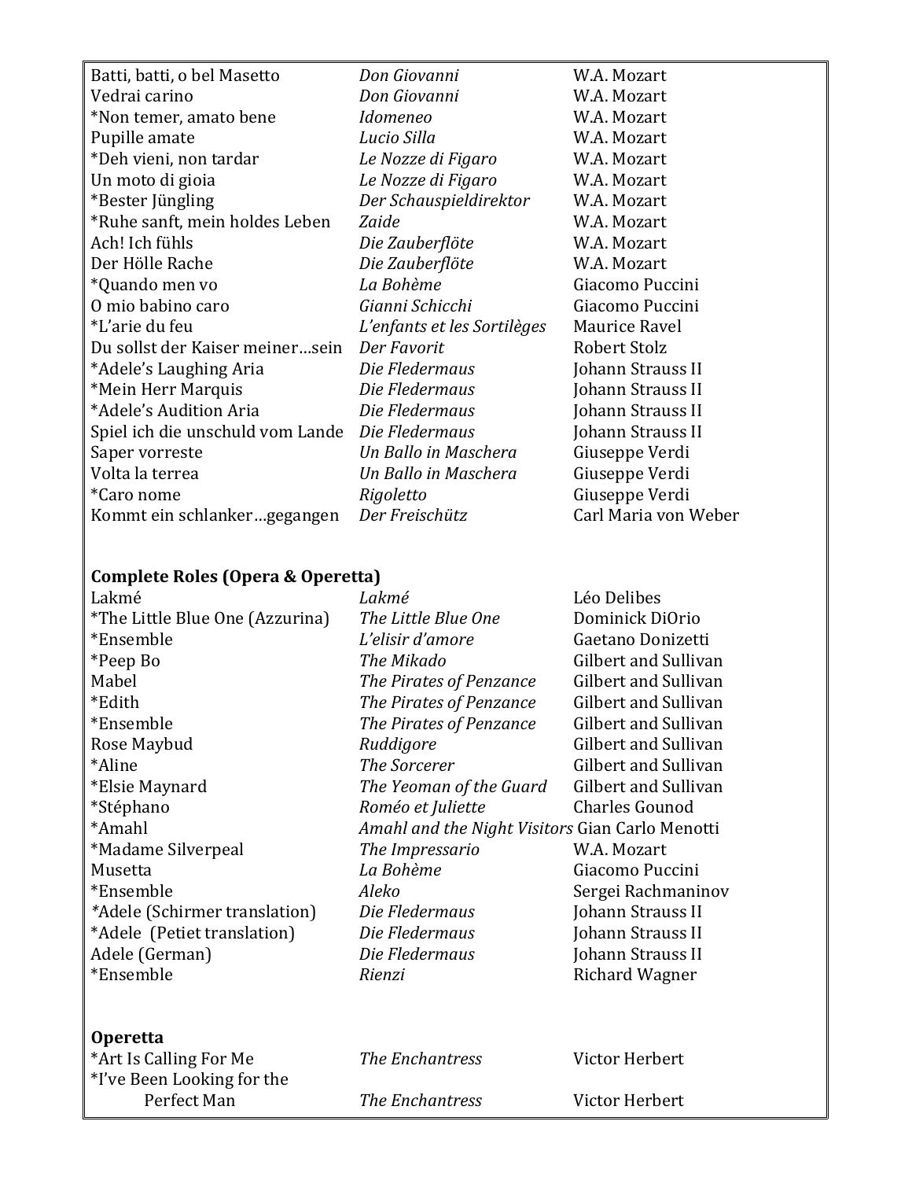| | | |
|---|---|---|
| Batti, batti, o bel Masetto | *Don Giovanni* | W.A. Mozart |
| Vedrai carino | *Don Giovanni* | W.A. Mozart |
| *Non temer, amato bene | *Idomeneo* | W.A. Mozart |
| Pupille amate | *Lucio Silla* | W.A. Mozart |
| *Deh vieni, non tardar | *Le Nozze di Figaro* | W.A. Mozart |
| Un moto di gioia | *Le Nozze di Figaro* | W.A. Mozart |
| *Bester Jüngling | *Der Schauspieldirektor* | W.A. Mozart |
| *Ruhe sanft, mein holdes Leben | *Zaide* | W.A. Mozart |
| Ach! Ich fühls | *Die Zauberflöte* | W.A. Mozart |
| Der Hölle Rache | *Die Zauberflöte* | W.A. Mozart |
| *Quando men vo | *La Bohème* | Giacomo Puccini |
| O mio babino caro | *Gianni Schicchi* | Giacomo Puccini |
| *L'arie du feu | *L'enfants et les Sortilèges* | Maurice Ravel |
| Du sollst der Kaiser meiner…sein | *Der Favorit* | Robert Stolz |
| *Adele's Laughing Aria | *Die Fledermaus* | Johann Strauss II |
| *Mein Herr Marquis | *Die Fledermaus* | Johann Strauss II |
| *Adele's Audition Aria | *Die Fledermaus* | Johann Strauss II |
| Spiel ich die unschuld vom Lande | *Die Fledermaus* | Johann Strauss II |
| Saper vorreste | *Un Ballo in Maschera* | Giuseppe Verdi |
| Volta la terrea | *Un Ballo in Maschera* | Giuseppe Verdi |
| *Caro nome | *Rigoletto* | Giuseppe Verdi |
| Kommt ein schlanker…gegangen | *Der Freischütz* | Carl Maria von Weber |

**Complete Roles (Opera & Operetta)**

| | | |
|---|---|---|
| Lakmé | *Lakmé* | Léo Delibes |
| *The Little Blue One (Azzurina) | *The Little Blue One* | Dominick DiOrio |
| *Ensemble | *L'elisir d'amore* | Gaetano Donizetti |
| *Peep Bo | *The Mikado* | Gilbert and Sullivan |
| Mabel | *The Pirates of Penzance* | Gilbert and Sullivan |
| *Edith | *The Pirates of Penzance* | Gilbert and Sullivan |
| *Ensemble | *The Pirates of Penzance* | Gilbert and Sullivan |
| Rose Maybud | *Ruddigore* | Gilbert and Sullivan |
| *Aline | *The Sorcerer* | Gilbert and Sullivan |
| *Elsie Maynard | *The Yeoman of the Guard* | Gilbert and Sullivan |
| *Stéphano | *Roméo et Juliette* | Charles Gounod |
| *Amahl | *Amahl and the Night Visitors* | Gian Carlo Menotti |
| *Madame Silverpeal | *The Impressario* | W.A. Mozart |
| Musetta | *La Bohème* | Giacomo Puccini |
| *Ensemble | *Aleko* | Sergei Rachmaninov |
| *Adele (Schirmer translation) | *Die Fledermaus* | Johann Strauss II |
| *Adele (Petiet translation) | *Die Fledermaus* | Johann Strauss II |
| Adele (German) | *Die Fledermaus* | Johann Strauss II |
| *Ensemble | *Rienzi* | Richard Wagner |

**Operetta**

| | | |
|---|---|---|
| *Art Is Calling For Me | *The Enchantress* | Victor Herbert |
| *I've Been Looking for the Perfect Man | *The Enchantress* | Victor Herbert |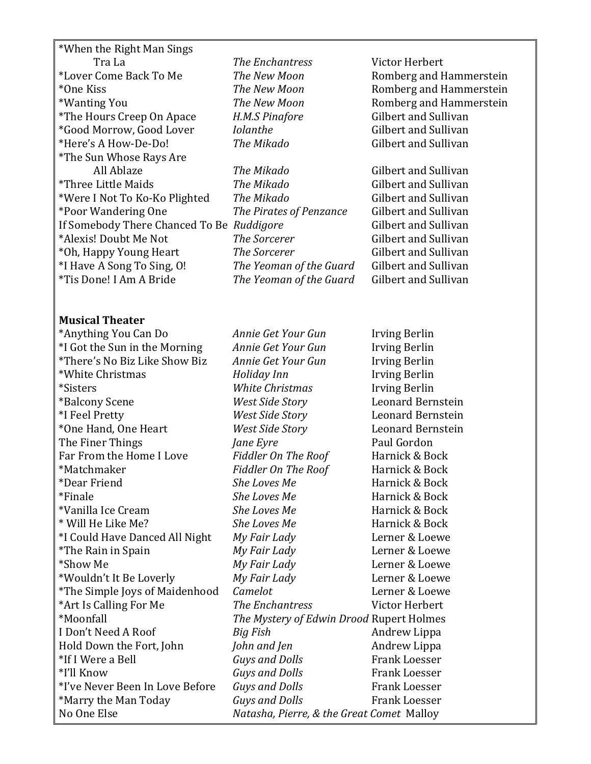| | | |
|---|---|---|
| *When the Right Man Sings Tra La | *The Enchantress* | Victor Herbert |
| *Lover Come Back To Me | *The New Moon* | Romberg and Hammerstein |
| *One Kiss | *The New Moon* | Romberg and Hammerstein |
| *Wanting You | *The New Moon* | Romberg and Hammerstein |
| *The Hours Creep On Apace | *H.M.S Pinafore* | Gilbert and Sullivan |
| *Good Morrow, Good Lover | *Iolanthe* | Gilbert and Sullivan |
| *Here's A How-De-Do! | *The Mikado* | Gilbert and Sullivan |
| *The Sun Whose Rays Are All Ablaze | *The Mikado* | Gilbert and Sullivan |
| *Three Little Maids | *The Mikado* | Gilbert and Sullivan |
| *Were I Not To Ko-Ko Plighted | *The Mikado* | Gilbert and Sullivan |
| *Poor Wandering One | *The Pirates of Penzance* | Gilbert and Sullivan |
| If Somebody There Chanced To Be | *Ruddigore* | Gilbert and Sullivan |
| *Alexis! Doubt Me Not | *The Sorcerer* | Gilbert and Sullivan |
| *Oh, Happy Young Heart | *The Sorcerer* | Gilbert and Sullivan |
| *I Have A Song To Sing, O! | *The Yeoman of the Guard* | Gilbert and Sullivan |
| *Tis Done! I Am A Bride | *The Yeoman of the Guard* | Gilbert and Sullivan |

**Musical Theater**

| | | |
|---|---|---|
| *Anything You Can Do | *Annie Get Your Gun* | Irving Berlin |
| *I Got the Sun in the Morning | *Annie Get Your Gun* | Irving Berlin |
| *There's No Biz Like Show Biz | *Annie Get Your Gun* | Irving Berlin |
| *White Christmas | *Holiday Inn* | Irving Berlin |
| *Sisters | *White Christmas* | Irving Berlin |
| *Balcony Scene | *West Side Story* | Leonard Bernstein |
| *I Feel Pretty | *West Side Story* | Leonard Bernstein |
| *One Hand, One Heart | *West Side Story* | Leonard Bernstein |
| The Finer Things | *Jane Eyre* | Paul Gordon |
| Far From the Home I Love | *Fiddler On The Roof* | Harnick & Bock |
| *Matchmaker | *Fiddler On The Roof* | Harnick & Bock |
| *Dear Friend | *She Loves Me* | Harnick & Bock |
| *Finale | *She Loves Me* | Harnick & Bock |
| *Vanilla Ice Cream | *She Loves Me* | Harnick & Bock |
| * Will He Like Me? | *She Loves Me* | Harnick & Bock |
| *I Could Have Danced All Night | *My Fair Lady* | Lerner & Loewe |
| *The Rain in Spain | *My Fair Lady* | Lerner & Loewe |
| *Show Me | *My Fair Lady* | Lerner & Loewe |
| *Wouldn't It Be Loverly | *My Fair Lady* | Lerner & Loewe |
| *The Simple Joys of Maidenhood | *Camelot* | Lerner & Loewe |
| *Art Is Calling For Me | *The Enchantress* | Victor Herbert |
| *Moonfall | *The Mystery of Edwin Drood* | Rupert Holmes |
| I Don't Need A Roof | *Big Fish* | Andrew Lippa |
| Hold Down the Fort, John | *John and Jen* | Andrew Lippa |
| *If I Were a Bell | *Guys and Dolls* | Frank Loesser |
| *I'll Know | *Guys and Dolls* | Frank Loesser |
| *I've Never Been In Love Before | *Guys and Dolls* | Frank Loesser |
| *Marry the Man Today | *Guys and Dolls* | Frank Loesser |
| No One Else | *Natasha, Pierre, & the Great Comet* | Malloy |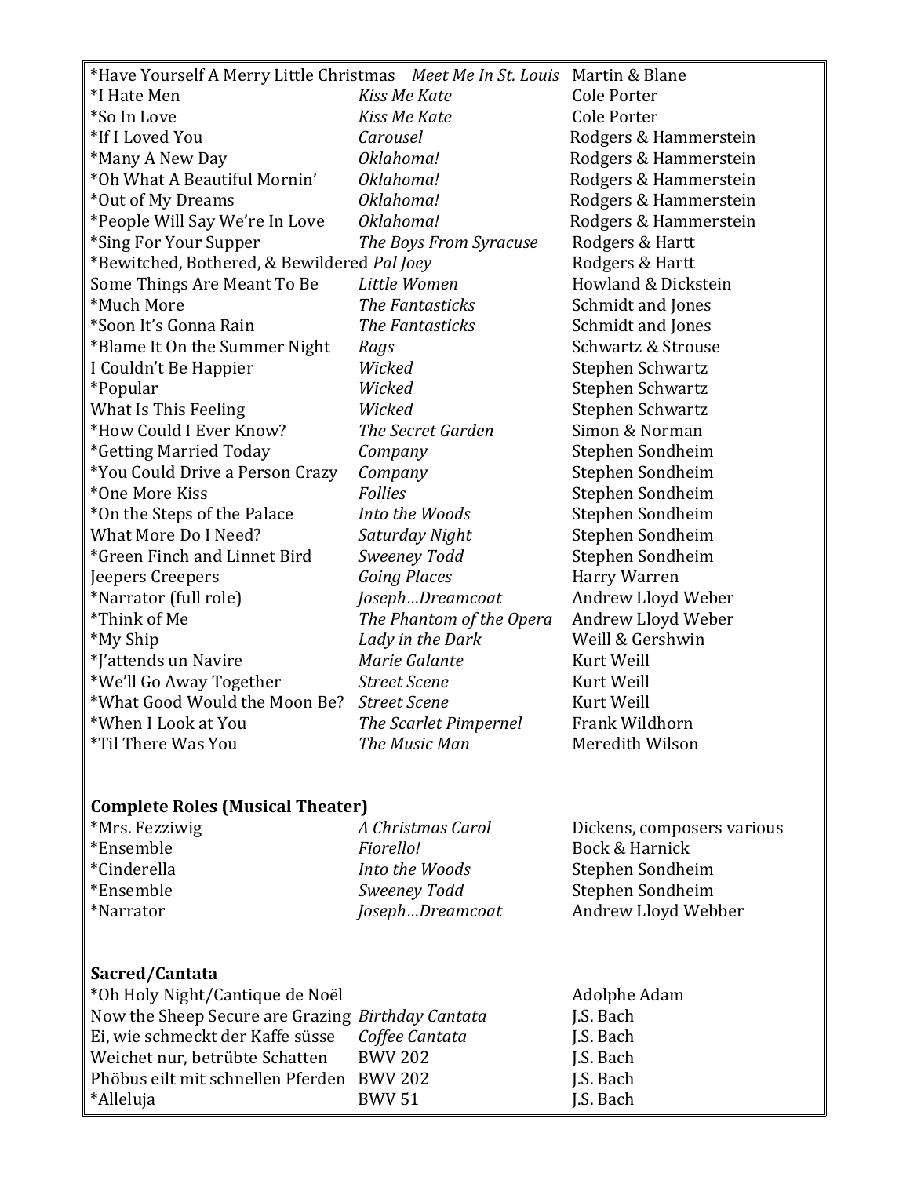| | | |
|---|---|---|
| *Have Yourself A Merry Little Christmas | *Meet Me In St. Louis* | Martin & Blane |
| *I Hate Men | *Kiss Me Kate* | Cole Porter |
| *So In Love | *Kiss Me Kate* | Cole Porter |
| *If I Loved You | *Carousel* | Rodgers & Hammerstein |
| *Many A New Day | *Oklahoma!* | Rodgers & Hammerstein |
| *Oh What A Beautiful Mornin' | *Oklahoma!* | Rodgers & Hammerstein |
| *Out of My Dreams | *Oklahoma!* | Rodgers & Hammerstein |
| *People Will Say We're In Love | *Oklahoma!* | Rodgers & Hammerstein |
| *Sing For Your Supper | *The Boys From Syracuse* | Rodgers & Hartt |
| *Bewitched, Bothered, & Bewildered | *Pal Joey* | Rodgers & Hartt |
| Some Things Are Meant To Be | *Little Women* | Howland & Dickstein |
| *Much More | *The Fantasticks* | Schmidt and Jones |
| *Soon It's Gonna Rain | *The Fantasticks* | Schmidt and Jones |
| *Blame It On the Summer Night | *Rags* | Schwartz & Strouse |
| I Couldn't Be Happier | *Wicked* | Stephen Schwartz |
| *Popular | *Wicked* | Stephen Schwartz |
| What Is This Feeling | *Wicked* | Stephen Schwartz |
| *How Could I Ever Know? | *The Secret Garden* | Simon & Norman |
| *Getting Married Today | *Company* | Stephen Sondheim |
| *You Could Drive a Person Crazy | *Company* | Stephen Sondheim |
| *One More Kiss | *Follies* | Stephen Sondheim |
| *On the Steps of the Palace | *Into the Woods* | Stephen Sondheim |
| What More Do I Need? | *Saturday Night* | Stephen Sondheim |
| *Green Finch and Linnet Bird | *Sweeney Todd* | Stephen Sondheim |
| Jeepers Creepers | *Going Places* | Harry Warren |
| *Narrator (full role) | *Joseph…Dreamcoat* | Andrew Lloyd Weber |
| *Think of Me | *The Phantom of the Opera* | Andrew Lloyd Weber |
| *My Ship | *Lady in the Dark* | Weill & Gershwin |
| *J'attends un Navire | *Marie Galante* | Kurt Weill |
| *We'll Go Away Together | *Street Scene* | Kurt Weill |
| *What Good Would the Moon Be? | *Street Scene* | Kurt Weill |
| *When I Look at You | *The Scarlet Pimpernel* | Frank Wildhorn |
| *Til There Was You | *The Music Man* | Meredith Wilson |

**Complete Roles (Musical Theater)**

| | | |
|---|---|---|
| *Mrs. Fezziwig | *A Christmas Carol* | Dickens, composers various |
| *Ensemble | *Fiorello!* | Bock & Harnick |
| *Cinderella | *Into the Woods* | Stephen Sondheim |
| *Ensemble | *Sweeney Todd* | Stephen Sondheim |
| *Narrator | *Joseph…Dreamcoat* | Andrew Lloyd Webber |

**Sacred/Cantata**

| | | |
|---|---|---|
| *Oh Holy Night/Cantique de Noël | | Adolphe Adam |
| Now the Sheep Secure are Grazing | *Birthday Cantata* | J.S. Bach |
| Ei, wie schmeckt der Kaffe süsse | *Coffee Cantata* | J.S. Bach |
| Weichet nur, betrübte Schatten | BWV 202 | J.S. Bach |
| Phöbus eilt mit schnellen Pferden | BWV 202 | J.S. Bach |
| *Alleluja | BWV 51 | J.S. Bach |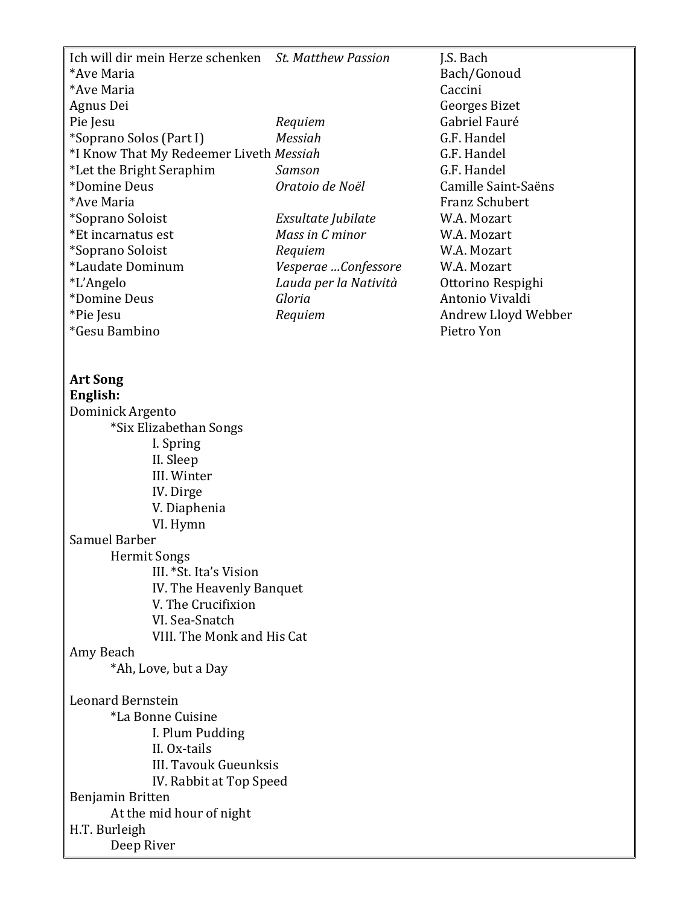| | | |
|---|---|---|
| Ich will dir mein Herze schenken | *St. Matthew Passion* | J.S. Bach |
| *Ave Maria | | Bach/Gonoud |
| *Ave Maria | | Caccini |
| Agnus Dei | | Georges Bizet |
| Pie Jesu | *Requiem* | Gabriel Fauré |
| *Soprano Solos (Part I) | *Messiah* | G.F. Handel |
| *I Know That My Redeemer Liveth | *Messiah* | G.F. Handel |
| *Let the Bright Seraphim | *Samson* | G.F. Handel |
| *Domine Deus | *Oratoio de Noël* | Camille Saint-Saëns |
| *Ave Maria | | Franz Schubert |
| *Soprano Soloist | *Exsultate Jubilate* | W.A. Mozart |
| *Et incarnatus est | *Mass in C minor* | W.A. Mozart |
| *Soprano Soloist | *Requiem* | W.A. Mozart |
| *Laudate Dominum | *Vesperae …Confessore* | W.A. Mozart |
| *L'Angelo | *Lauda per la Natività* | Ottorino Respighi |
| *Domine Deus | *Gloria* | Antonio Vivaldi |
| *Pie Jesu | *Requiem* | Andrew Lloyd Webber |
| *Gesu Bambino | | Pietro Yon |

**Art Song**
**English:**

Dominick Argento
- *Six Elizabethan Songs
  - I. Spring
  - II. Sleep
  - III. Winter
  - IV. Dirge
  - V. Diaphenia
  - VI. Hymn

Samuel Barber
- Hermit Songs
  - III. *St. Ita's Vision
  - IV. The Heavenly Banquet
  - V. The Crucifixion
  - VI. Sea-Snatch
  - VIII. The Monk and His Cat

Amy Beach
- *Ah, Love, but a Day

Leonard Bernstein
- *La Bonne Cuisine
  - I. Plum Pudding
  - II. Ox-tails
  - III. Tavouk Gueunksis
  - IV. Rabbit at Top Speed

Benjamin Britten
- At the mid hour of night

H.T. Burleigh
- Deep River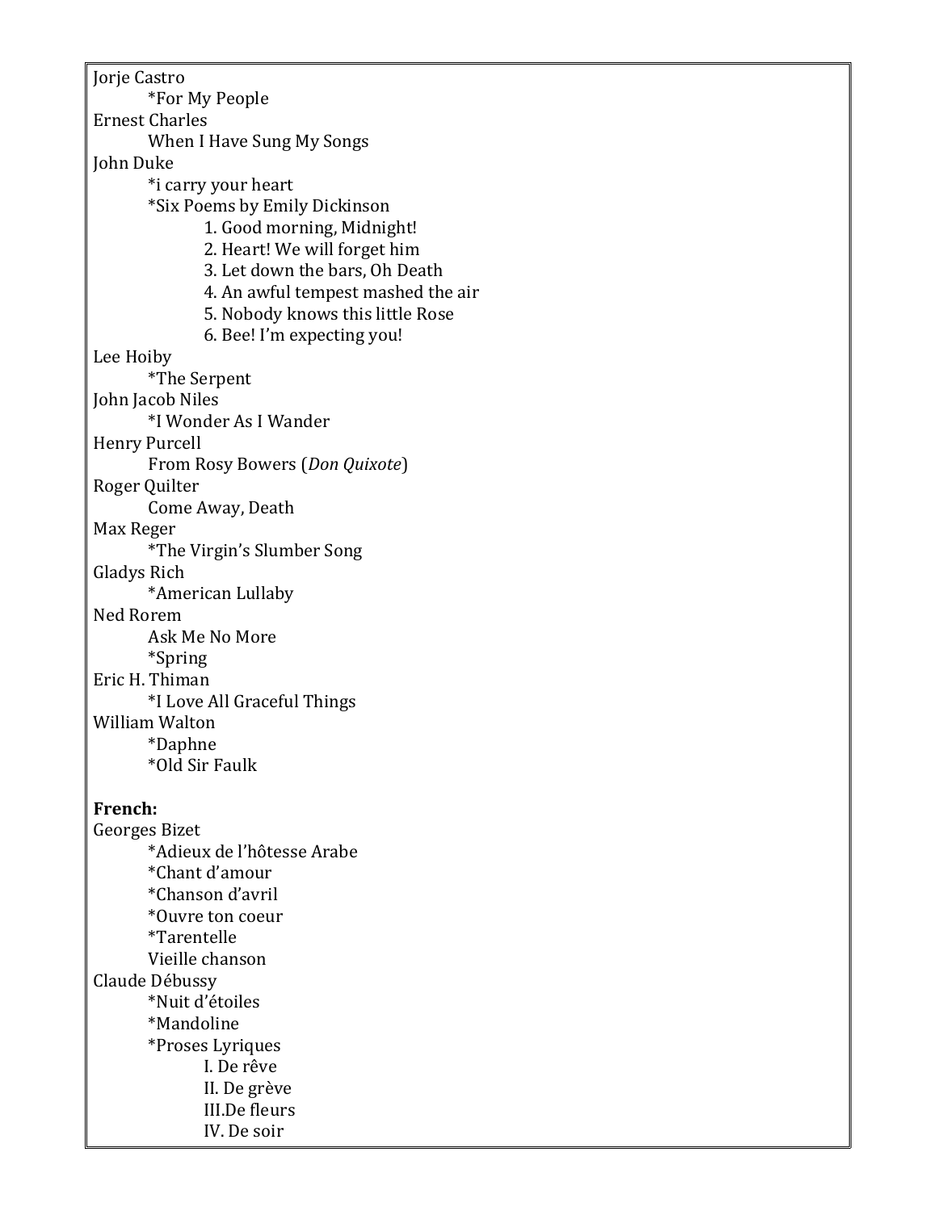Jorje Castro

    *For My People

Ernest Charles

    When I Have Sung My Songs

John Duke

    *i carry your heart
    *Six Poems by Emily Dickinson
        1. Good morning, Midnight!
        2. Heart! We will forget him
        3. Let down the bars, Oh Death
        4. An awful tempest mashed the air
        5. Nobody knows this little Rose
        6. Bee! I'm expecting you!

Lee Hoiby

    *The Serpent

John Jacob Niles

    *I Wonder As I Wander

Henry Purcell

    From Rosy Bowers (*Don Quixote*)

Roger Quilter

    Come Away, Death

Max Reger

    *The Virgin's Slumber Song

Gladys Rich

    *American Lullaby

Ned Rorem

    Ask Me No More
    *Spring

Eric H. Thiman

    *I Love All Graceful Things

William Walton

    *Daphne
    *Old Sir Faulk

**French:**

Georges Bizet

    *Adieux de l'hôtesse Arabe
    *Chant d'amour
    *Chanson d'avril
    *Ouvre ton coeur
    *Tarentelle
    Vieille chanson

Claude Débussy

    *Nuit d'étoiles
    *Mandoline
    *Proses Lyriques
        I. De rêve
        II. De grève
        III.De fleurs
        IV. De soir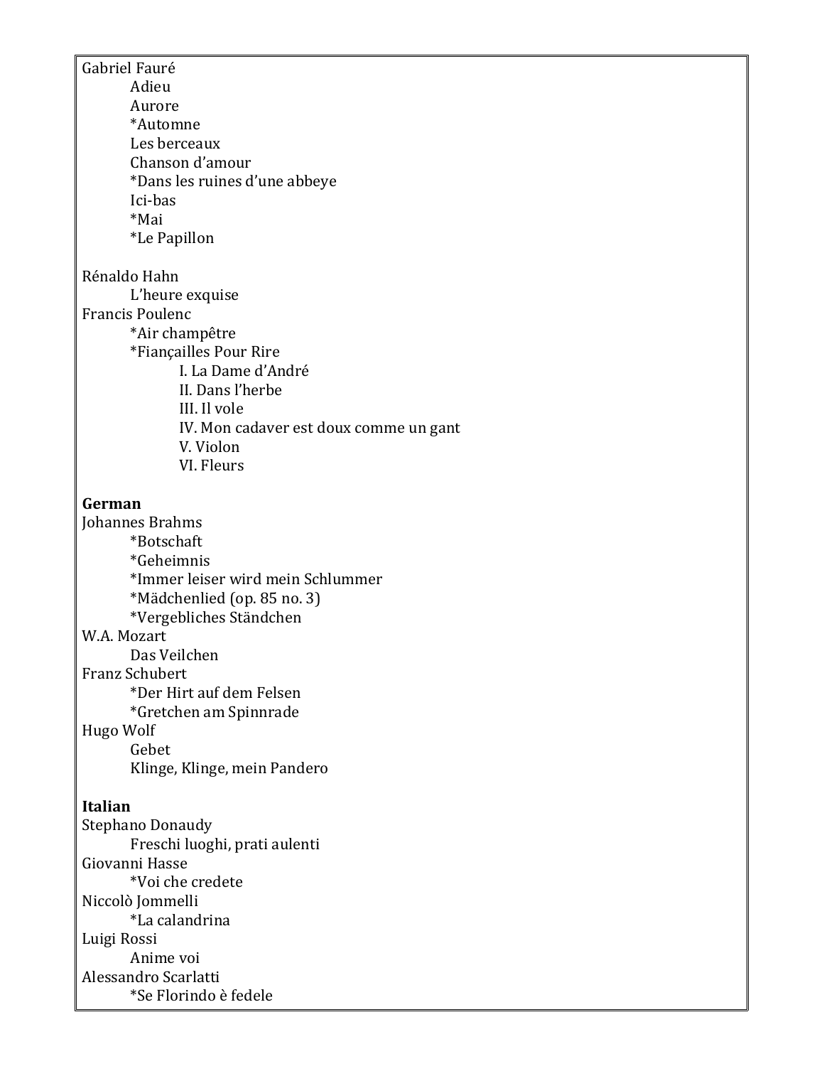Gabriel Fauré
- Adieu
- Aurore
- *Automne
- Les berceaux
- Chanson d'amour
- *Dans les ruines d'une abbeye
- Ici-bas
- *Mai
- *Le Papillon

Rénaldo Hahn
- L'heure exquise

Francis Poulenc
- *Air champêtre
- *Fiançailles Pour Rire
  - I. La Dame d'André
  - II. Dans l'herbe
  - III. Il vole
  - IV. Mon cadaver est doux comme un gant
  - V. Violon
  - VI. Fleurs

**German**

Johannes Brahms
- *Botschaft
- *Geheimnis
- *Immer leiser wird mein Schlummer
- *Mädchenlied (op. 85 no. 3)
- *Vergebliches Ständchen

W.A. Mozart
- Das Veilchen

Franz Schubert
- *Der Hirt auf dem Felsen
- *Gretchen am Spinnrade

Hugo Wolf
- Gebet
- Klinge, Klinge, mein Pandero

**Italian**

Stephano Donaudy
- Freschi luoghi, prati aulenti

Giovanni Hasse
- *Voi che credete

Niccolò Jommelli
- *La calandrina

Luigi Rossi
- Anime voi

Alessandro Scarlatti
- *Se Florindo è fedele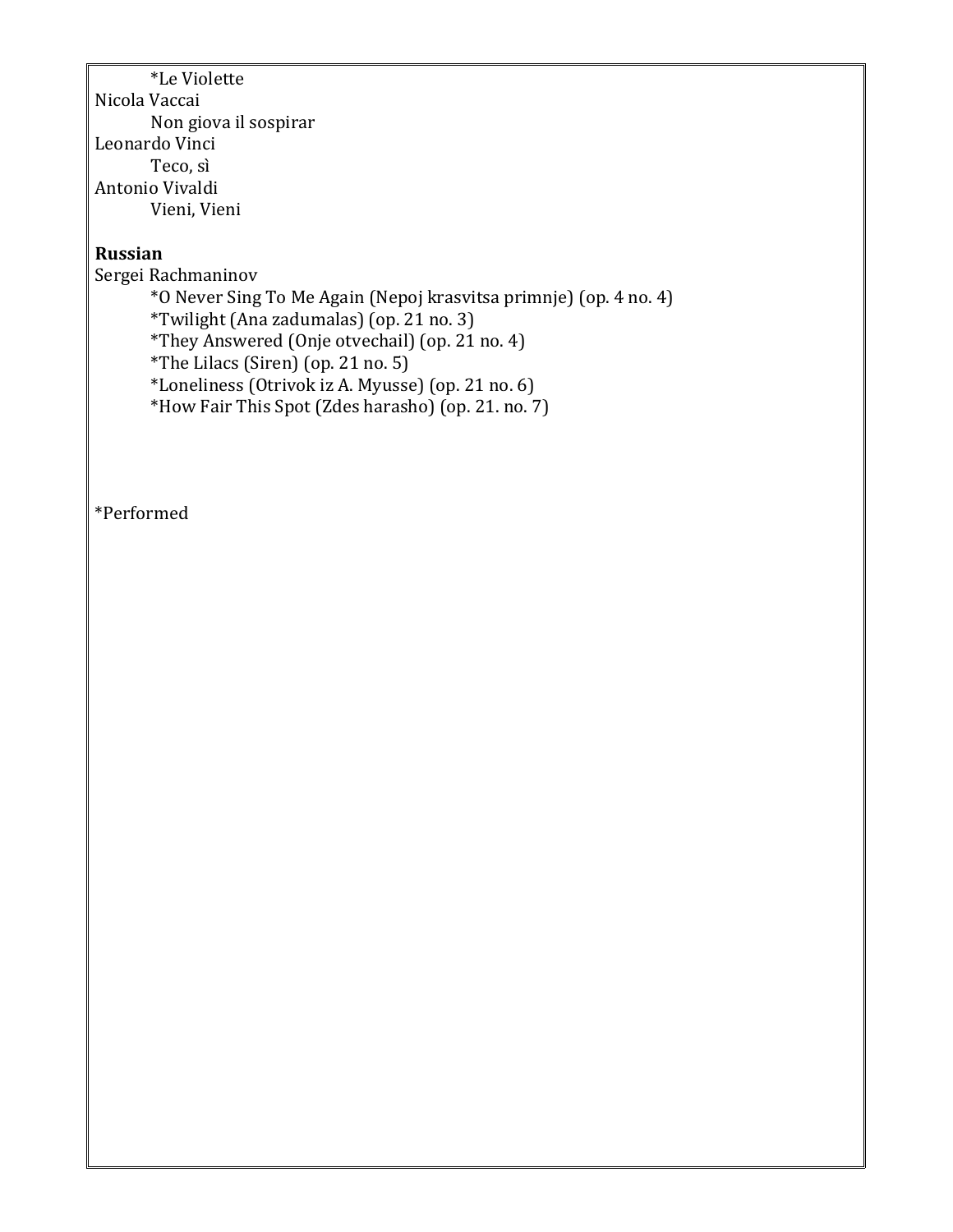*Le Violette

Nicola Vaccai

Non giova il sospirar

Leonardo Vinci

Teco, sì

Antonio Vivaldi

Vieni, Vieni

**Russian**

Sergei Rachmaninov

*O Never Sing To Me Again (Nepoj krasvitsa primnje) (op. 4 no. 4)

*Twilight (Ana zadumalas) (op. 21 no. 3)

*They Answered (Onje otvechail) (op. 21 no. 4)

*The Lilacs (Siren) (op. 21 no. 5)

*Loneliness (Otrivok iz A. Myusse) (op. 21 no. 6)

*How Fair This Spot (Zdes harasho) (op. 21. no. 7)

*Performed